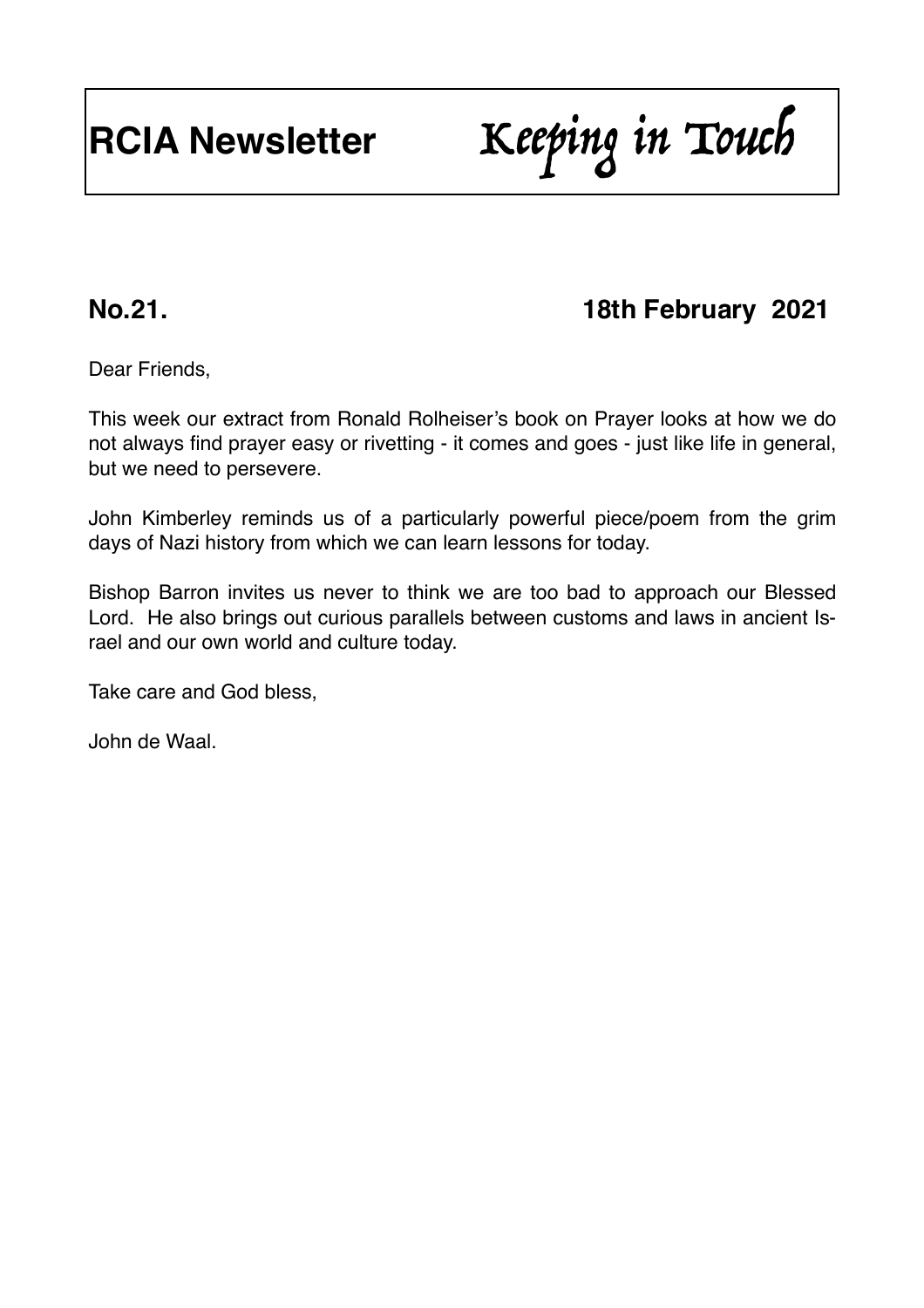# RCIA Newsletter *Keeping in Touch*

**No.21. 18th February 2021**

Dear Friends,

This week our extract from Ronald Rolheiser's book on Prayer looks at how we do not always find prayer easy or rivetting - it comes and goes - just like life in general, but we need to persevere.

John Kimberley reminds us of a particularly powerful piece/poem from the grim days of Nazi history from which we can learn lessons for today.

Bishop Barron invites us never to think we are too bad to approach our Blessed Lord. He also brings out curious parallels between customs and laws in ancient Israel and our own world and culture today.

Take care and God bless,

John de Waal.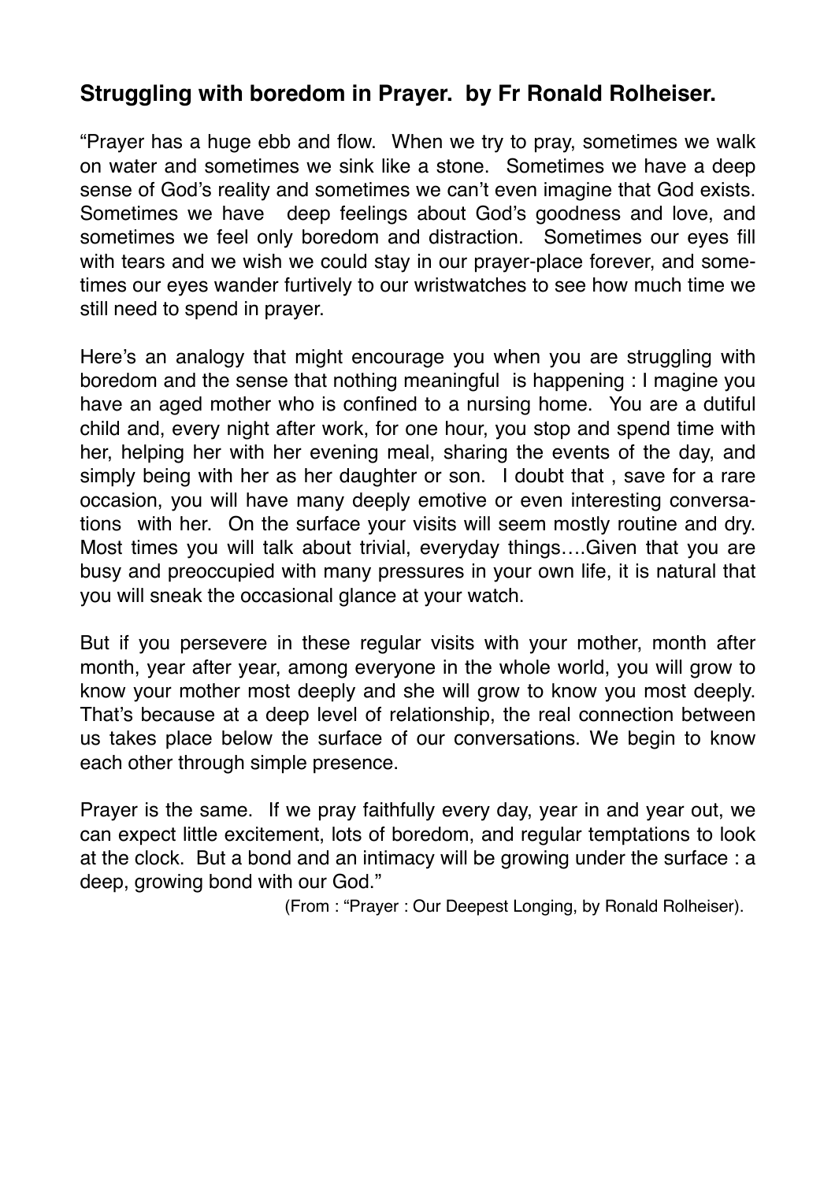## **Struggling with boredom in Prayer. by Fr Ronald Rolheiser.**

"Prayer has a huge ebb and flow. When we try to pray, sometimes we walk on water and sometimes we sink like a stone. Sometimes we have a deep sense of God's reality and sometimes we can't even imagine that God exists. Sometimes we have deep feelings about God's goodness and love, and sometimes we feel only boredom and distraction. Sometimes our eyes fill with tears and we wish we could stay in our prayer-place forever, and sometimes our eyes wander furtively to our wristwatches to see how much time we still need to spend in prayer.

Here's an analogy that might encourage you when you are struggling with boredom and the sense that nothing meaningful is happening : I magine you have an aged mother who is confined to a nursing home. You are a dutiful child and, every night after work, for one hour, you stop and spend time with her, helping her with her evening meal, sharing the events of the day, and simply being with her as her daughter or son. I doubt that , save for a rare occasion, you will have many deeply emotive or even interesting conversations with her. On the surface your visits will seem mostly routine and dry. Most times you will talk about trivial, everyday things….Given that you are busy and preoccupied with many pressures in your own life, it is natural that you will sneak the occasional glance at your watch.

But if you persevere in these regular visits with your mother, month after month, year after year, among everyone in the whole world, you will grow to know your mother most deeply and she will grow to know you most deeply. That's because at a deep level of relationship, the real connection between us takes place below the surface of our conversations. We begin to know each other through simple presence.

Prayer is the same. If we pray faithfully every day, year in and year out, we can expect little excitement, lots of boredom, and regular temptations to look at the clock. But a bond and an intimacy will be growing under the surface : a deep, growing bond with our God."

(From : "Prayer : Our Deepest Longing, by Ronald Rolheiser).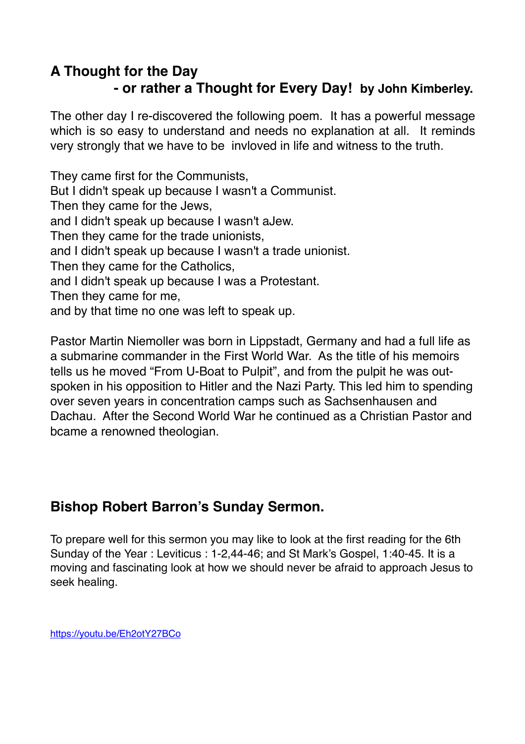## A Thought for the Day
## - or rather a Thought for Every Day! by John Kimberley.

The other day I re-discovered the following poem. It has a powerful message which is so easy to understand and needs no explanation at all. It reminds very strongly that we have to be invloved in life and witness to the truth.

They came first for the Communists,  
But I didn't speak up because I wasn't a Communist.  
Then they came for the Jews,  
and I didn't speak up because I wasn't aJew.  
Then they came for the trade unionists,  
and I didn't speak up because I wasn't a trade unionist.  
Then they came for the Catholics,  
and I didn't speak up because I was a Protestant.  
Then they came for me,  
and by that time no one was left to speak up.

Pastor Martin Niemoller was born in Lippstadt, Germany and had a full life as a submarine commander in the First World War. As the title of his memoirs tells us he moved "From U-Boat to Pulpit", and from the pulpit he was out-spoken in his opposition to Hitler and the Nazi Party. This led him to spending over seven years in concentration camps such as Sachsenhausen and Dachau. After the Second World War he continued as a Christian Pastor and bcame a renowned theologian.

## Bishop Robert Barron's Sunday Sermon.

To prepare well for this sermon you may like to look at the first reading for the 6th Sunday of the Year : Leviticus : 1-2,44-46; and St Mark's Gospel, 1:40-45. It is a moving and fascinating look at how we should never be afraid to approach Jesus to seek healing.

https://youtu.be/Eh2otY27BCo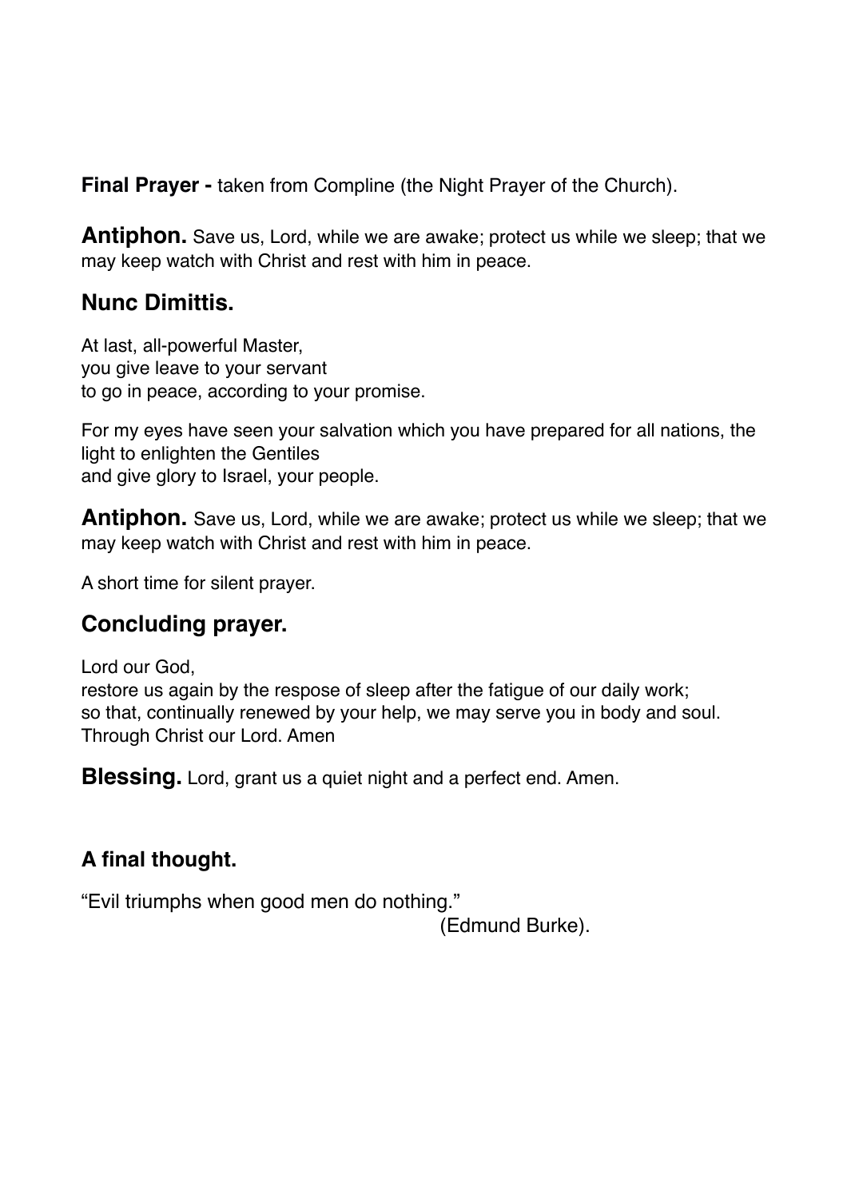**Final Prayer -** taken from Compline (the Night Prayer of the Church).

**Antiphon.** Save us, Lord, while we are awake; protect us while we sleep; that we may keep watch with Christ and rest with him in peace.

## Nunc Dimittis.

At last, all-powerful Master,
you give leave to your servant
to go in peace, according to your promise.

For my eyes have seen your salvation which you have prepared for all nations, the light to enlighten the Gentiles
and give glory to Israel, your people.

**Antiphon.** Save us, Lord, while we are awake; protect us while we sleep; that we may keep watch with Christ and rest with him in peace.

A short time for silent prayer.

## Concluding prayer.

Lord our God,
restore us again by the respose of sleep after the fatigue of our daily work;
so that, continually renewed by your help, we may serve you in body and soul.
Through Christ our Lord. Amen

**Blessing.** Lord, grant us a quiet night and a perfect end. Amen.

## A final thought.

"Evil triumphs when good men do nothing."

(Edmund Burke).